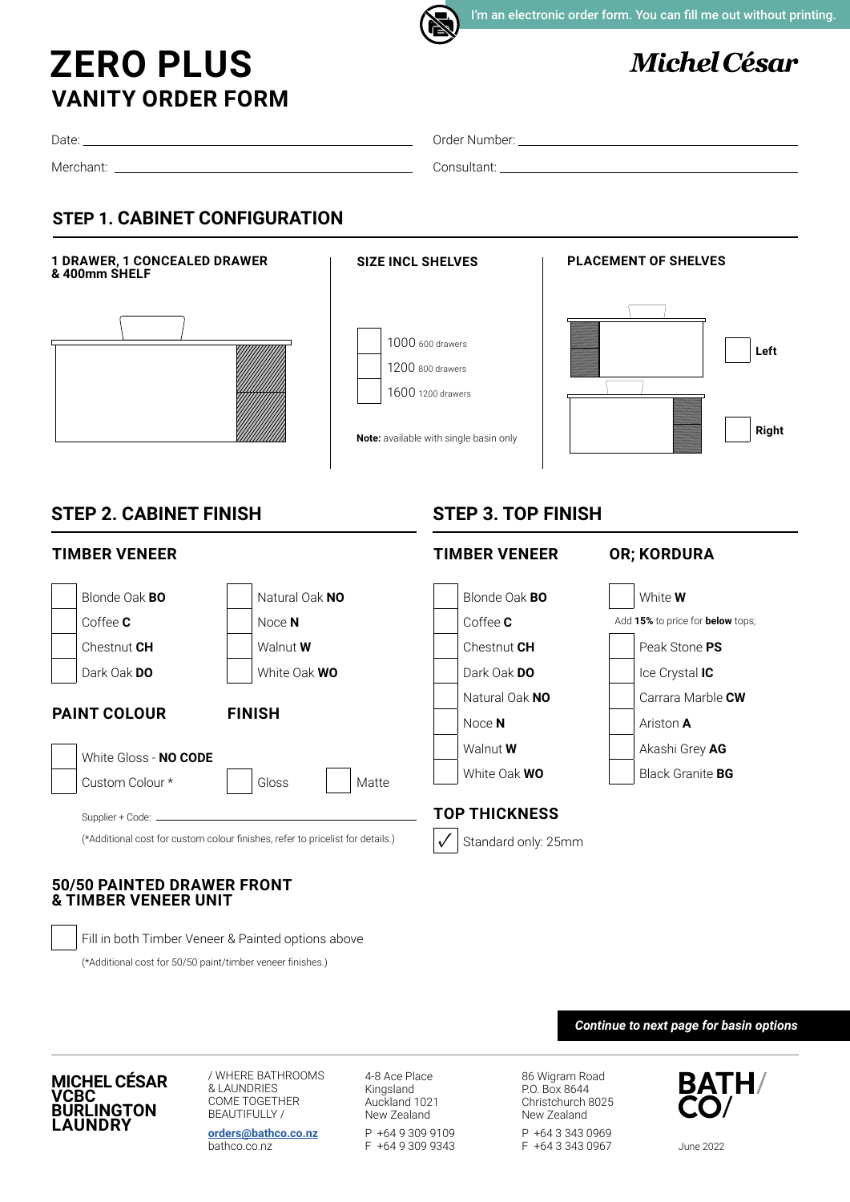I'm an electronic order form. You can fill me out without printing.

# ZERO PLUS
## VANITY ORDER FORM

**Michel César**

Date: ______________________ Order Number: ______________________

Merchant: ______________________ Consultant: ______________________

## STEP 1. CABINET CONFIGURATION

**1 DRAWER, 1 CONCEALED DRAWER & 400mm SHELF**

**SIZE INCL SHELVES**

- [ ] 1000 600 drawers
- [ ] 1200 800 drawers
- [ ] 1600 1200 drawers

**Note:** available with single basin only

**PLACEMENT OF SHELVES**

- [ ] **Left**
- [ ] **Right**

## STEP 2. CABINET FINISH

### TIMBER VENEER

- [ ] Blonde Oak **BO**
- [ ] Coffee **C**
- [ ] Chestnut **CH**
- [ ] Dark Oak **DO**
- [ ] Natural Oak **NO**
- [ ] Noce **N**
- [ ] Walnut **W**
- [ ] White Oak **WO**

### PAINT COLOUR

- [ ] White Gloss - **NO CODE**
- [ ] Custom Colour *

### FINISH

- [ ] Gloss
- [ ] Matte

Supplier + Code: ______________________

(*Additional cost for custom colour finishes, refer to pricelist for details.)

### 50/50 PAINTED DRAWER FRONT & TIMBER VENEER UNIT

- [ ] Fill in both Timber Veneer & Painted options above

(*Additional cost for 50/50 paint/timber veneer finishes.)

## STEP 3. TOP FINISH

### TIMBER VENEER

- [ ] Blonde Oak **BO**
- [ ] Coffee **C**
- [ ] Chestnut **CH**
- [ ] Dark Oak **DO**
- [ ] Natural Oak **NO**
- [ ] Noce **N**
- [ ] Walnut **W**
- [ ] White Oak **WO**

### OR; KORDURA

- [ ] White **W**

Add **15%** to price for **below** tops;

- [ ] Peak Stone **PS**
- [ ] Ice Crystal **IC**
- [ ] Carrara Marble **CW**
- [ ] Ariston **A**
- [ ] Akashi Grey **AG**
- [ ] Black Granite **BG**

### TOP THICKNESS

- [x] Standard only: 25mm

***Continue to next page for basin options***

**MICHEL CÉSAR**
**VCBC**
**BURLINGTON**
**LAUNDRY**

/ WHERE BATHROOMS & LAUNDRIES COME TOGETHER BEAUTIFULLY /

orders@bathco.co.nz
bathco.co.nz

4-8 Ace Place
Kingsland
Auckland 1021
New Zealand

P +64 9 309 9109
F +64 9 309 9343

86 Wigram Road
P.O. Box 8644
Christchurch 8025
New Zealand

P +64 3 343 0969
F +64 3 343 0967

**BATH/ CO/**

June 2022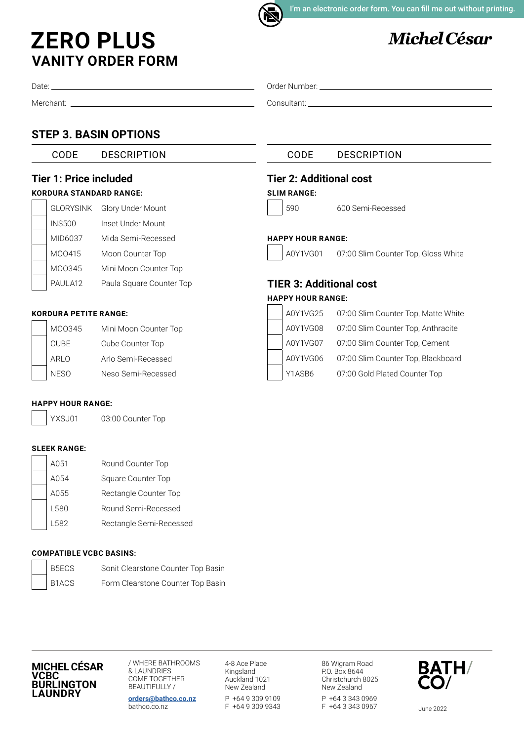I'm an electronic order form. You can fill me out without printing.

# ZERO PLUS
## VANITY ORDER FORM

Michel César

Date: \_\_\_\_\_\_\_\_\_\_\_\_\_\_\_\_ Order Number: \_\_\_\_\_\_\_\_\_\_\_\_\_\_\_\_

Merchant: \_\_\_\_\_\_\_\_\_\_\_\_\_\_\_\_ Consultant: \_\_\_\_\_\_\_\_\_\_\_\_\_\_\_\_

## STEP 3. BASIN OPTIONS

### Tier 1: Price included

**KORDURA STANDARD RANGE:**

| | CODE | DESCRIPTION |
|---|---|---|
| ☐ | GLORYSINK | Glory Under Mount |
| ☐ | INS500 | Inset Under Mount |
| ☐ | MID6037 | Mida Semi-Recessed |
| ☐ | MOO415 | Moon Counter Top |
| ☐ | MOO345 | Mini Moon Counter Top |
| ☐ | PAULA12 | Paula Square Counter Top |

**KORDURA PETITE RANGE:**

| | CODE | DESCRIPTION |
|---|---|---|
| ☐ | MOO345 | Mini Moon Counter Top |
| ☐ | CUBE | Cube Counter Top |
| ☐ | ARLO | Arlo Semi-Recessed |
| ☐ | NESO | Neso Semi-Recessed |

**HAPPY HOUR RANGE:**

| | CODE | DESCRIPTION |
|---|---|---|
| ☐ | YXSJ01 | 03:00 Counter Top |

**SLEEK RANGE:**

| | CODE | DESCRIPTION |
|---|---|---|
| ☐ | A051 | Round Counter Top |
| ☐ | A054 | Square Counter Top |
| ☐ | A055 | Rectangle Counter Top |
| ☐ | L580 | Round Semi-Recessed |
| ☐ | L582 | Rectangle Semi-Recessed |

**COMPATIBLE VCBC BASINS:**

| | CODE | DESCRIPTION |
|---|---|---|
| ☐ | B5ECS | Sonit Clearstone Counter Top Basin |
| ☐ | B1ACS | Form Clearstone Counter Top Basin |

### Tier 2: Additional cost

**SLIM RANGE:**

| | CODE | DESCRIPTION |
|---|---|---|
| ☐ | 590 | 600 Semi-Recessed |

**HAPPY HOUR RANGE:**

| | CODE | DESCRIPTION |
|---|---|---|
| ☐ | A0Y1VG01 | 07:00 Slim Counter Top, Gloss White |

### TIER 3: Additional cost

**HAPPY HOUR RANGE:**

| | CODE | DESCRIPTION |
|---|---|---|
| ☐ | A0Y1VG25 | 07:00 Slim Counter Top, Matte White |
| ☐ | A0Y1VG08 | 07:00 Slim Counter Top, Anthracite |
| ☐ | A0Y1VG07 | 07:00 Slim Counter Top, Cement |
| ☐ | A0Y1VG06 | 07:00 Slim Counter Top, Blackboard |
| ☐ | Y1ASB6 | 07:00 Gold Plated Counter Top |

---

**MICHEL CÉSAR**
**VCBC**
**BURLINGTON**
**LAUNDRY**

/ WHERE BATHROOMS & LAUNDRIES COME TOGETHER BEAUTIFULLY /

orders@bathco.co.nz
bathco.co.nz

4-8 Ace Place
Kingsland
Auckland 1021
New Zealand
P +64 9 309 9109
F +64 9 309 9343

86 Wigram Road
P.O. Box 8644
Christchurch 8025
New Zealand
P +64 3 343 0969
F +64 3 343 0967

BATH/ CO/

June 2022